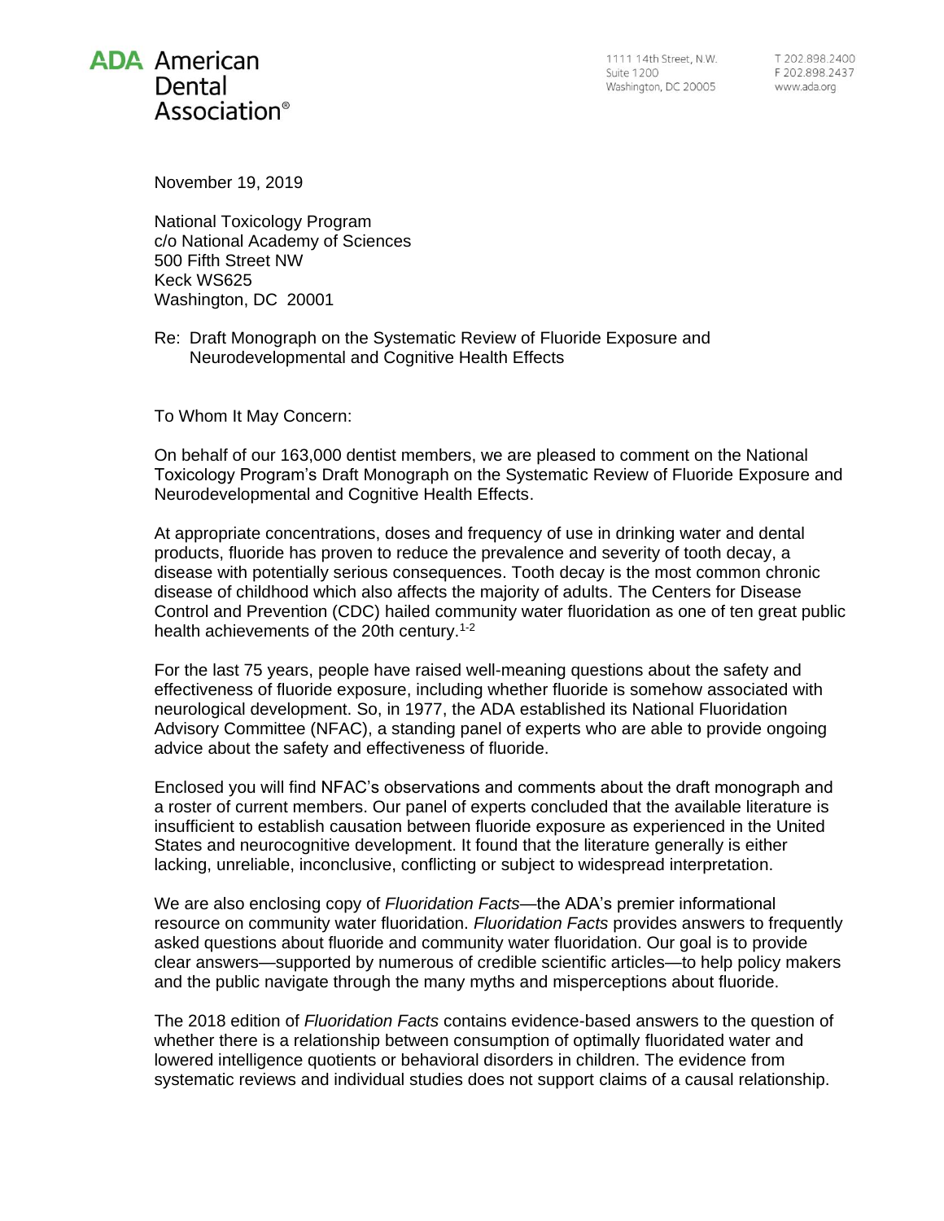**ADA** American Dental Association®

1111 14th Street, N.W.
Suite 1200
Washington, DC 20005

T 202.898.2400
F 202.898.2437
www.ada.org

November 19, 2019

National Toxicology Program
c/o National Academy of Sciences
500 Fifth Street NW
Keck WS625
Washington, DC 20001

Re: Draft Monograph on the Systematic Review of Fluoride Exposure and Neurodevelopmental and Cognitive Health Effects

To Whom It May Concern:

On behalf of our 163,000 dentist members, we are pleased to comment on the National Toxicology Program's Draft Monograph on the Systematic Review of Fluoride Exposure and Neurodevelopmental and Cognitive Health Effects.

At appropriate concentrations, doses and frequency of use in drinking water and dental products, fluoride has proven to reduce the prevalence and severity of tooth decay, a disease with potentially serious consequences. Tooth decay is the most common chronic disease of childhood which also affects the majority of adults. The Centers for Disease Control and Prevention (CDC) hailed community water fluoridation as one of ten great public health achievements of the 20th century.[1-2]

For the last 75 years, people have raised well-meaning questions about the safety and effectiveness of fluoride exposure, including whether fluoride is somehow associated with neurological development. So, in 1977, the ADA established its National Fluoridation Advisory Committee (NFAC), a standing panel of experts who are able to provide ongoing advice about the safety and effectiveness of fluoride.

Enclosed you will find NFAC's observations and comments about the draft monograph and a roster of current members. Our panel of experts concluded that the available literature is insufficient to establish causation between fluoride exposure as experienced in the United States and neurocognitive development. It found that the literature generally is either lacking, unreliable, inconclusive, conflicting or subject to widespread interpretation.

We are also enclosing copy of *Fluoridation Facts*—the ADA's premier informational resource on community water fluoridation. *Fluoridation Facts* provides answers to frequently asked questions about fluoride and community water fluoridation. Our goal is to provide clear answers—supported by numerous of credible scientific articles—to help policy makers and the public navigate through the many myths and misperceptions about fluoride.

The 2018 edition of *Fluoridation Facts* contains evidence-based answers to the question of whether there is a relationship between consumption of optimally fluoridated water and lowered intelligence quotients or behavioral disorders in children. The evidence from systematic reviews and individual studies does not support claims of a causal relationship.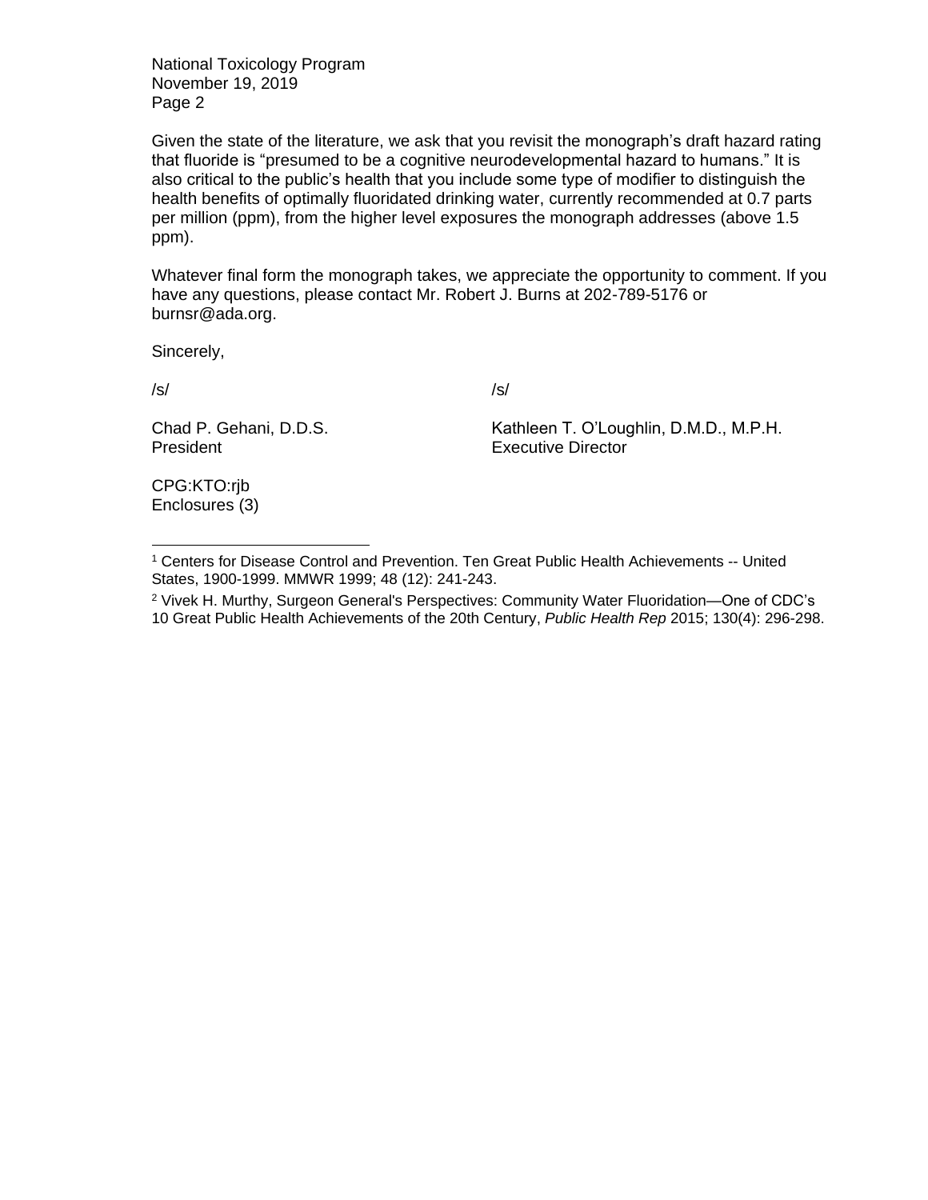Given the state of the literature, we ask that you revisit the monograph's draft hazard rating that fluoride is "presumed to be a cognitive neurodevelopmental hazard to humans." It is also critical to the public's health that you include some type of modifier to distinguish the health benefits of optimally fluoridated drinking water, currently recommended at 0.7 parts per million (ppm), from the higher level exposures the monograph addresses (above 1.5 ppm).

Whatever final form the monograph takes, we appreciate the opportunity to comment. If you have any questions, please contact Mr. Robert J. Burns at 202-789-5176 or burnsr@ada.org.

Sincerely,

/s/

Chad P. Gehani, D.D.S.
President

/s/

Kathleen T. O'Loughlin, D.M.D., M.P.H.
Executive Director

CPG:KTO:rjb
Enclosures (3)

---

[1] Centers for Disease Control and Prevention. Ten Great Public Health Achievements -- United States, 1900-1999. MMWR 1999; 48 (12): 241-243.

[2] Vivek H. Murthy, Surgeon General's Perspectives: Community Water Fluoridation—One of CDC's 10 Great Public Health Achievements of the 20th Century, *Public Health Rep* 2015; 130(4): 296-298.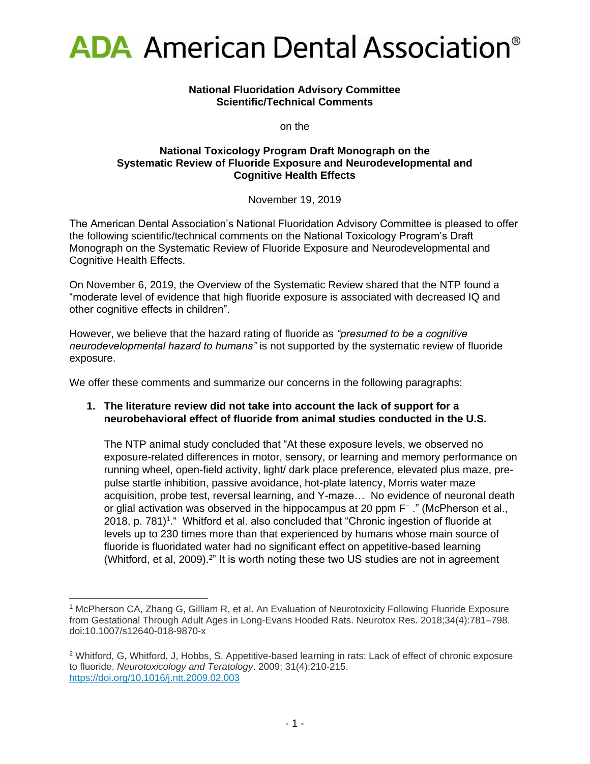# ADA American Dental Association®

**National Fluoridation Advisory Committee**
**Scientific/Technical Comments**

on the

**National Toxicology Program Draft Monograph on the Systematic Review of Fluoride Exposure and Neurodevelopmental and Cognitive Health Effects**

November 19, 2019

The American Dental Association's National Fluoridation Advisory Committee is pleased to offer the following scientific/technical comments on the National Toxicology Program's Draft Monograph on the Systematic Review of Fluoride Exposure and Neurodevelopmental and Cognitive Health Effects.

On November 6, 2019, the Overview of the Systematic Review shared that the NTP found a "moderate level of evidence that high fluoride exposure is associated with decreased IQ and other cognitive effects in children".

However, we believe that the hazard rating of fluoride as *"presumed to be a cognitive neurodevelopmental hazard to humans"* is not supported by the systematic review of fluoride exposure.

We offer these comments and summarize our concerns in the following paragraphs:

1. **The literature review did not take into account the lack of support for a neurobehavioral effect of fluoride from animal studies conducted in the U.S.**

   The NTP animal study concluded that "At these exposure levels, we observed no exposure-related differences in motor, sensory, or learning and memory performance on running wheel, open-field activity, light/ dark place preference, elevated plus maze, pre-pulse startle inhibition, passive avoidance, hot-plate latency, Morris water maze acquisition, probe test, reversal learning, and Y-maze… No evidence of neuronal death or glial activation was observed in the hippocampus at 20 ppm $F^-$." (McPherson et al., 2018, p. 781)[1]." Whitford et al. also concluded that "Chronic ingestion of fluoride at levels up to 230 times more than that experienced by humans whose main source of fluoride is fluoridated water had no significant effect on appetitive-based learning (Whitford, et al, 2009).[2]" It is worth noting these two US studies are not in agreement

---

[1] McPherson CA, Zhang G, Gilliam R, et al. An Evaluation of Neurotoxicity Following Fluoride Exposure from Gestational Through Adult Ages in Long-Evans Hooded Rats. Neurotox Res. 2018;34(4):781–798. doi:10.1007/s12640-018-9870-x

[2] Whitford, G, Whitford, J, Hobbs, S. Appetitive-based learning in rats: Lack of effect of chronic exposure to fluoride. *Neurotoxicology and Teratology*. 2009; 31(4):210-215. https://doi.org/10.1016/j.ntt.2009.02.003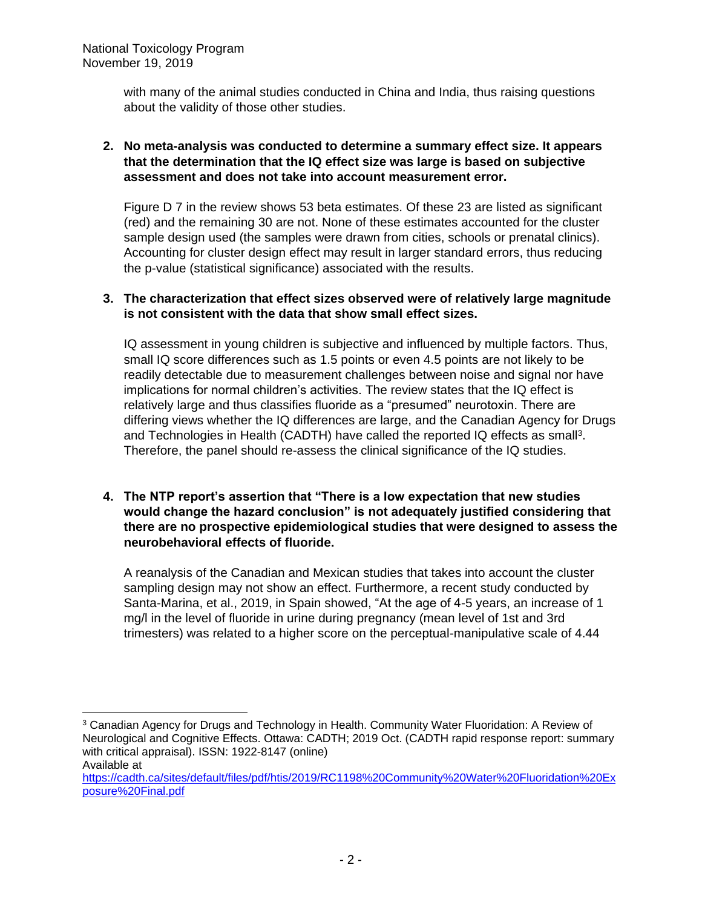with many of the animal studies conducted in China and India, thus raising questions about the validity of those other studies.

2. **No meta-analysis was conducted to determine a summary effect size. It appears that the determination that the IQ effect size was large is based on subjective assessment and does not take into account measurement error.**

   Figure D 7 in the review shows 53 beta estimates. Of these 23 are listed as significant (red) and the remaining 30 are not. None of these estimates accounted for the cluster sample design used (the samples were drawn from cities, schools or prenatal clinics). Accounting for cluster design effect may result in larger standard errors, thus reducing the p-value (statistical significance) associated with the results.

3. **The characterization that effect sizes observed were of relatively large magnitude is not consistent with the data that show small effect sizes.**

   IQ assessment in young children is subjective and influenced by multiple factors. Thus, small IQ score differences such as 1.5 points or even 4.5 points are not likely to be readily detectable due to measurement challenges between noise and signal nor have implications for normal children's activities. The review states that the IQ effect is relatively large and thus classifies fluoride as a "presumed" neurotoxin. There are differing views whether the IQ differences are large, and the Canadian Agency for Drugs and Technologies in Health (CADTH) have called the reported IQ effects as small[3]. Therefore, the panel should re-assess the clinical significance of the IQ studies.

4. **The NTP report's assertion that "There is a low expectation that new studies would change the hazard conclusion" is not adequately justified considering that there are no prospective epidemiological studies that were designed to assess the neurobehavioral effects of fluoride.**

   A reanalysis of the Canadian and Mexican studies that takes into account the cluster sampling design may not show an effect. Furthermore, a recent study conducted by Santa-Marina, et al., 2019, in Spain showed, "At the age of 4-5 years, an increase of 1 mg/l in the level of fluoride in urine during pregnancy (mean level of 1st and 3rd trimesters) was related to a higher score on the perceptual-manipulative scale of 4.44

---

[3] Canadian Agency for Drugs and Technology in Health. Community Water Fluoridation: A Review of Neurological and Cognitive Effects. Ottawa: CADTH; 2019 Oct. (CADTH rapid response report: summary with critical appraisal). ISSN: 1922-8147 (online)
Available at
https://cadth.ca/sites/default/files/pdf/htis/2019/RC1198%20Community%20Water%20Fluoridation%20Exposure%20Final.pdf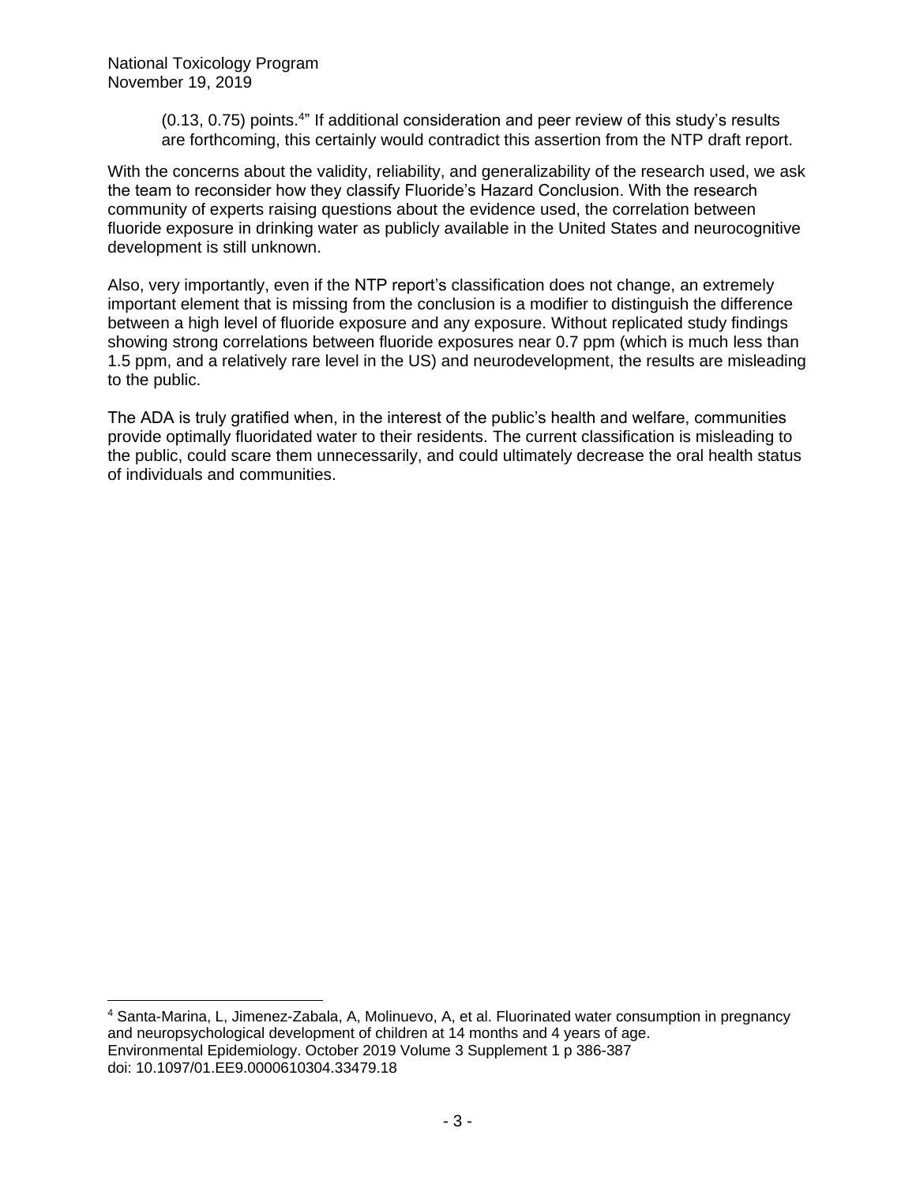(0.13, 0.75) points.[4]" If additional consideration and peer review of this study's results are forthcoming, this certainly would contradict this assertion from the NTP draft report.

With the concerns about the validity, reliability, and generalizability of the research used, we ask the team to reconsider how they classify Fluoride's Hazard Conclusion. With the research community of experts raising questions about the evidence used, the correlation between fluoride exposure in drinking water as publicly available in the United States and neurocognitive development is still unknown.

Also, very importantly, even if the NTP report's classification does not change, an extremely important element that is missing from the conclusion is a modifier to distinguish the difference between a high level of fluoride exposure and any exposure. Without replicated study findings showing strong correlations between fluoride exposures near 0.7 ppm (which is much less than 1.5 ppm, and a relatively rare level in the US) and neurodevelopment, the results are misleading to the public.

The ADA is truly gratified when, in the interest of the public's health and welfare, communities provide optimally fluoridated water to their residents. The current classification is misleading to the public, could scare them unnecessarily, and could ultimately decrease the oral health status of individuals and communities.

---

[4] Santa-Marina, L, Jimenez-Zabala, A, Molinuevo, A, et al. Fluorinated water consumption in pregnancy and neuropsychological development of children at 14 months and 4 years of age. Environmental Epidemiology. October 2019 Volume 3 Supplement 1 p 386-387 doi: 10.1097/01.EE9.0000610304.33479.18